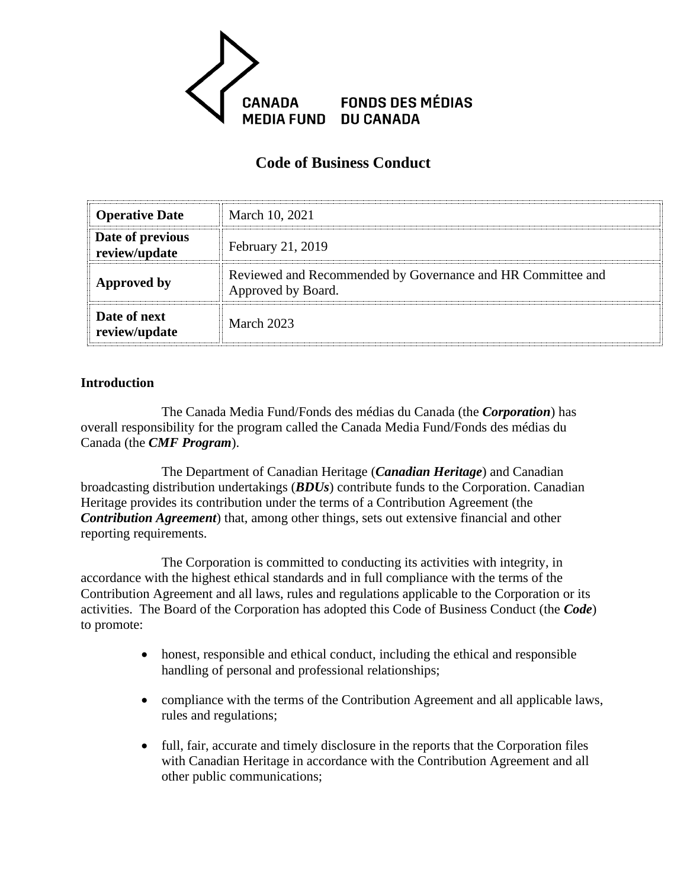CANADA MEDIA FUND FONDS DES MÉDIAS DU CANADA

# Code of Business Conduct

| **Operative Date** | March 10, 2021 |
|---|---|
| **Date of previous review/update** | February 21, 2019 |
| **Approved by** | Reviewed and Recommended by Governance and HR Committee and Approved by Board. |
| **Date of next review/update** | March 2023 |

## Introduction

The Canada Media Fund/Fonds des médias du Canada (the ***Corporation***) has overall responsibility for the program called the Canada Media Fund/Fonds des médias du Canada (the ***CMF Program***).

The Department of Canadian Heritage (***Canadian Heritage***) and Canadian broadcasting distribution undertakings (***BDUs***) contribute funds to the Corporation. Canadian Heritage provides its contribution under the terms of a Contribution Agreement (the ***Contribution Agreement***) that, among other things, sets out extensive financial and other reporting requirements.

The Corporation is committed to conducting its activities with integrity, in accordance with the highest ethical standards and in full compliance with the terms of the Contribution Agreement and all laws, rules and regulations applicable to the Corporation or its activities. The Board of the Corporation has adopted this Code of Business Conduct (the ***Code***) to promote:

- honest, responsible and ethical conduct, including the ethical and responsible handling of personal and professional relationships;
- compliance with the terms of the Contribution Agreement and all applicable laws, rules and regulations;
- full, fair, accurate and timely disclosure in the reports that the Corporation files with Canadian Heritage in accordance with the Contribution Agreement and all other public communications;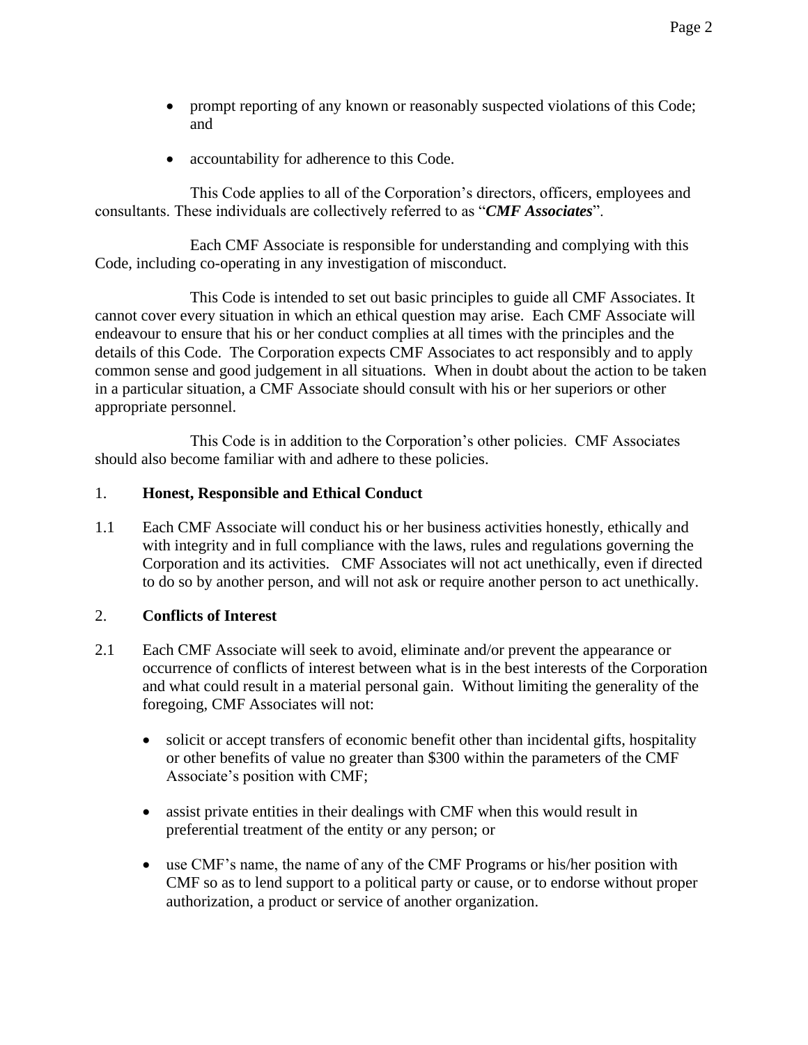- prompt reporting of any known or reasonably suspected violations of this Code; and

- accountability for adherence to this Code.

This Code applies to all of the Corporation's directors, officers, employees and consultants. These individuals are collectively referred to as "***CMF Associates***".

Each CMF Associate is responsible for understanding and complying with this Code, including co-operating in any investigation of misconduct.

This Code is intended to set out basic principles to guide all CMF Associates. It cannot cover every situation in which an ethical question may arise. Each CMF Associate will endeavour to ensure that his or her conduct complies at all times with the principles and the details of this Code. The Corporation expects CMF Associates to act responsibly and to apply common sense and good judgement in all situations. When in doubt about the action to be taken in a particular situation, a CMF Associate should consult with his or her superiors or other appropriate personnel.

This Code is in addition to the Corporation's other policies. CMF Associates should also become familiar with and adhere to these policies.

## 1. **Honest, Responsible and Ethical Conduct**

1.1 Each CMF Associate will conduct his or her business activities honestly, ethically and with integrity and in full compliance with the laws, rules and regulations governing the Corporation and its activities. CMF Associates will not act unethically, even if directed to do so by another person, and will not ask or require another person to act unethically.

## 2. **Conflicts of Interest**

2.1 Each CMF Associate will seek to avoid, eliminate and/or prevent the appearance or occurrence of conflicts of interest between what is in the best interests of the Corporation and what could result in a material personal gain. Without limiting the generality of the foregoing, CMF Associates will not:

- solicit or accept transfers of economic benefit other than incidental gifts, hospitality or other benefits of value no greater than $300 within the parameters of the CMF Associate's position with CMF;

- assist private entities in their dealings with CMF when this would result in preferential treatment of the entity or any person; or

- use CMF's name, the name of any of the CMF Programs or his/her position with CMF so as to lend support to a political party or cause, or to endorse without proper authorization, a product or service of another organization.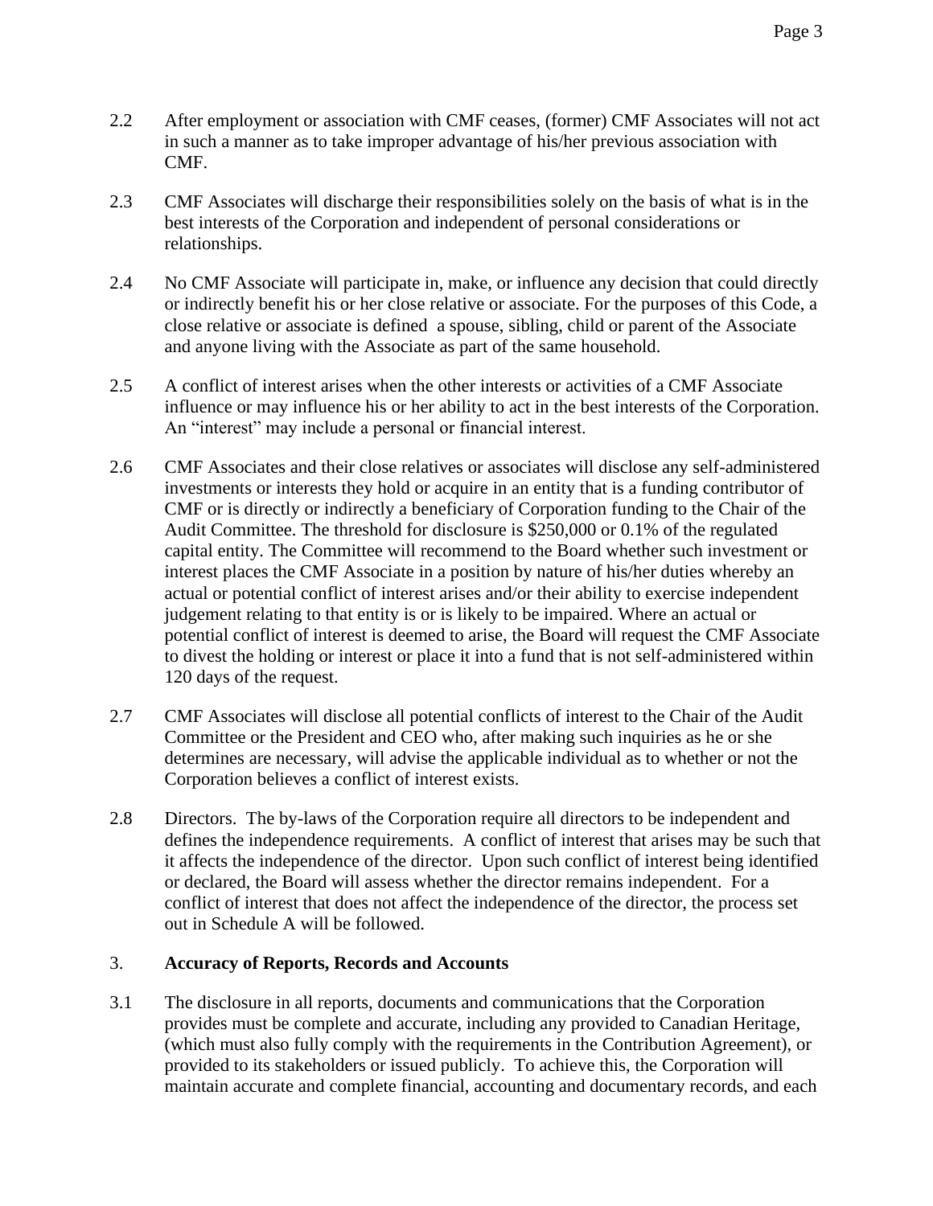2.2 After employment or association with CMF ceases, (former) CMF Associates will not act in such a manner as to take improper advantage of his/her previous association with CMF.

2.3 CMF Associates will discharge their responsibilities solely on the basis of what is in the best interests of the Corporation and independent of personal considerations or relationships.

2.4 No CMF Associate will participate in, make, or influence any decision that could directly or indirectly benefit his or her close relative or associate. For the purposes of this Code, a close relative or associate is defined a spouse, sibling, child or parent of the Associate and anyone living with the Associate as part of the same household.

2.5 A conflict of interest arises when the other interests or activities of a CMF Associate influence or may influence his or her ability to act in the best interests of the Corporation. An "interest" may include a personal or financial interest.

2.6 CMF Associates and their close relatives or associates will disclose any self-administered investments or interests they hold or acquire in an entity that is a funding contributor of CMF or is directly or indirectly a beneficiary of Corporation funding to the Chair of the Audit Committee. The threshold for disclosure is $250,000 or 0.1% of the regulated capital entity. The Committee will recommend to the Board whether such investment or interest places the CMF Associate in a position by nature of his/her duties whereby an actual or potential conflict of interest arises and/or their ability to exercise independent judgement relating to that entity is or is likely to be impaired. Where an actual or potential conflict of interest is deemed to arise, the Board will request the CMF Associate to divest the holding or interest or place it into a fund that is not self-administered within 120 days of the request.

2.7 CMF Associates will disclose all potential conflicts of interest to the Chair of the Audit Committee or the President and CEO who, after making such inquiries as he or she determines are necessary, will advise the applicable individual as to whether or not the Corporation believes a conflict of interest exists.

2.8 Directors. The by-laws of the Corporation require all directors to be independent and defines the independence requirements. A conflict of interest that arises may be such that it affects the independence of the director. Upon such conflict of interest being identified or declared, the Board will assess whether the director remains independent. For a conflict of interest that does not affect the independence of the director, the process set out in Schedule A will be followed.

## 3. **Accuracy of Reports, Records and Accounts**

3.1 The disclosure in all reports, documents and communications that the Corporation provides must be complete and accurate, including any provided to Canadian Heritage, (which must also fully comply with the requirements in the Contribution Agreement), or provided to its stakeholders or issued publicly. To achieve this, the Corporation will maintain accurate and complete financial, accounting and documentary records, and each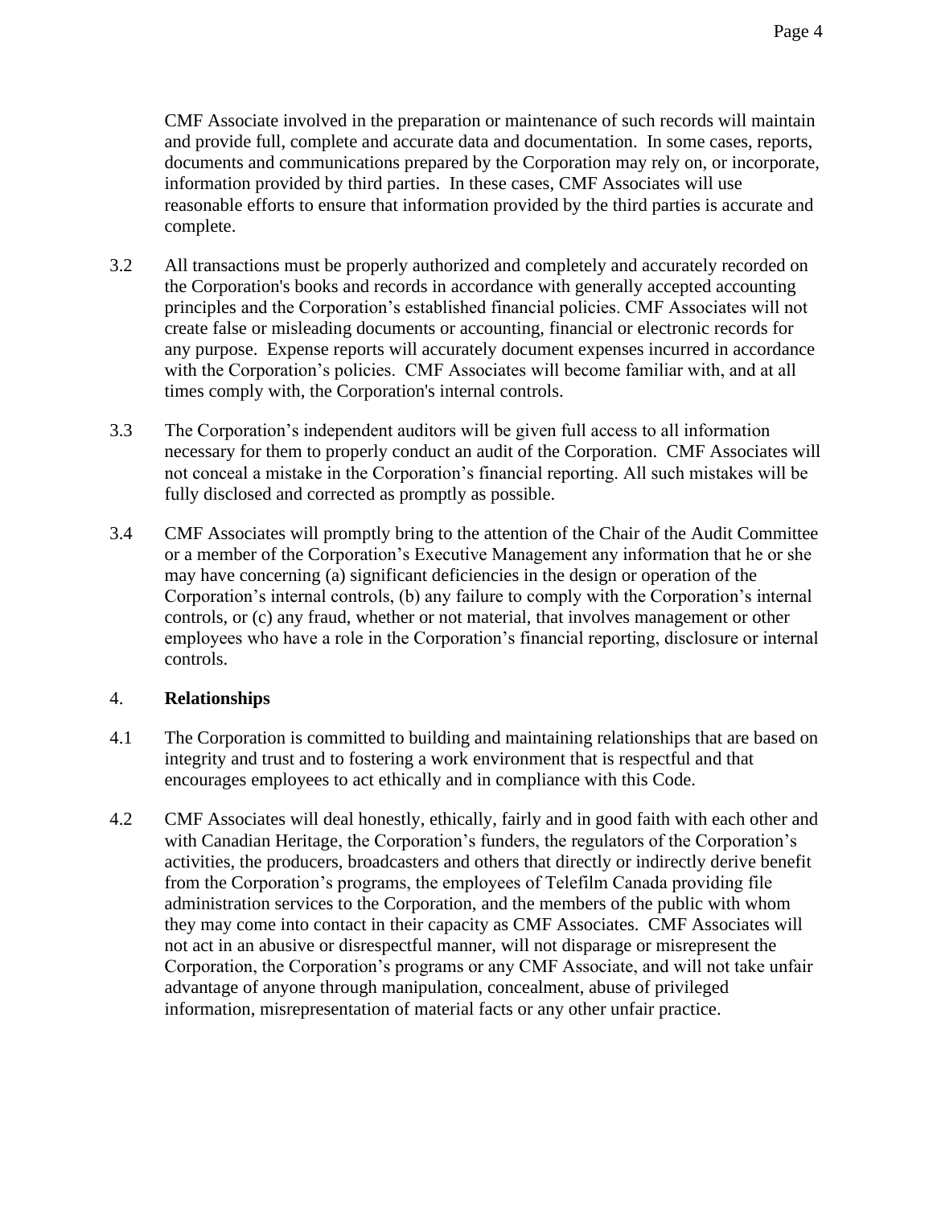CMF Associate involved in the preparation or maintenance of such records will maintain and provide full, complete and accurate data and documentation. In some cases, reports, documents and communications prepared by the Corporation may rely on, or incorporate, information provided by third parties. In these cases, CMF Associates will use reasonable efforts to ensure that information provided by the third parties is accurate and complete.

3.2 All transactions must be properly authorized and completely and accurately recorded on the Corporation's books and records in accordance with generally accepted accounting principles and the Corporation's established financial policies. CMF Associates will not create false or misleading documents or accounting, financial or electronic records for any purpose. Expense reports will accurately document expenses incurred in accordance with the Corporation's policies. CMF Associates will become familiar with, and at all times comply with, the Corporation's internal controls.

3.3 The Corporation's independent auditors will be given full access to all information necessary for them to properly conduct an audit of the Corporation. CMF Associates will not conceal a mistake in the Corporation's financial reporting. All such mistakes will be fully disclosed and corrected as promptly as possible.

3.4 CMF Associates will promptly bring to the attention of the Chair of the Audit Committee or a member of the Corporation's Executive Management any information that he or she may have concerning (a) significant deficiencies in the design or operation of the Corporation's internal controls, (b) any failure to comply with the Corporation's internal controls, or (c) any fraud, whether or not material, that involves management or other employees who have a role in the Corporation's financial reporting, disclosure or internal controls.

## 4. **Relationships**

4.1 The Corporation is committed to building and maintaining relationships that are based on integrity and trust and to fostering a work environment that is respectful and that encourages employees to act ethically and in compliance with this Code.

4.2 CMF Associates will deal honestly, ethically, fairly and in good faith with each other and with Canadian Heritage, the Corporation's funders, the regulators of the Corporation's activities, the producers, broadcasters and others that directly or indirectly derive benefit from the Corporation's programs, the employees of Telefilm Canada providing file administration services to the Corporation, and the members of the public with whom they may come into contact in their capacity as CMF Associates. CMF Associates will not act in an abusive or disrespectful manner, will not disparage or misrepresent the Corporation, the Corporation's programs or any CMF Associate, and will not take unfair advantage of anyone through manipulation, concealment, abuse of privileged information, misrepresentation of material facts or any other unfair practice.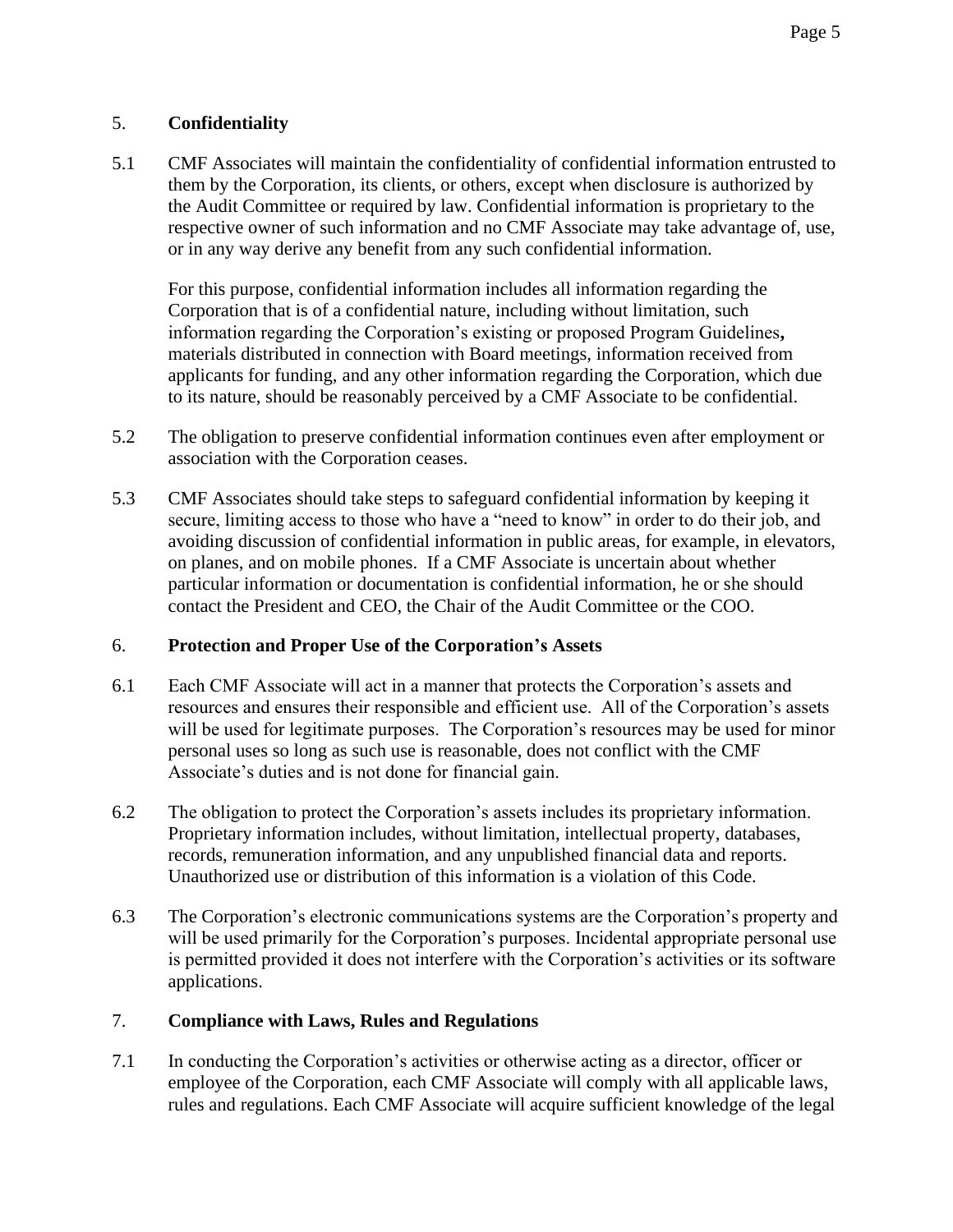## 5. **Confidentiality**

5.1 CMF Associates will maintain the confidentiality of confidential information entrusted to them by the Corporation, its clients, or others, except when disclosure is authorized by the Audit Committee or required by law. Confidential information is proprietary to the respective owner of such information and no CMF Associate may take advantage of, use, or in any way derive any benefit from any such confidential information.

For this purpose, confidential information includes all information regarding the Corporation that is of a confidential nature, including without limitation, such information regarding the Corporation's existing or proposed Program Guidelines**,** materials distributed in connection with Board meetings, information received from applicants for funding, and any other information regarding the Corporation, which due to its nature, should be reasonably perceived by a CMF Associate to be confidential.

5.2 The obligation to preserve confidential information continues even after employment or association with the Corporation ceases.

5.3 CMF Associates should take steps to safeguard confidential information by keeping it secure, limiting access to those who have a "need to know" in order to do their job, and avoiding discussion of confidential information in public areas, for example, in elevators, on planes, and on mobile phones. If a CMF Associate is uncertain about whether particular information or documentation is confidential information, he or she should contact the President and CEO, the Chair of the Audit Committee or the COO.

## 6. **Protection and Proper Use of the Corporation's Assets**

6.1 Each CMF Associate will act in a manner that protects the Corporation's assets and resources and ensures their responsible and efficient use. All of the Corporation's assets will be used for legitimate purposes. The Corporation's resources may be used for minor personal uses so long as such use is reasonable, does not conflict with the CMF Associate's duties and is not done for financial gain.

6.2 The obligation to protect the Corporation's assets includes its proprietary information. Proprietary information includes, without limitation, intellectual property, databases, records, remuneration information, and any unpublished financial data and reports. Unauthorized use or distribution of this information is a violation of this Code.

6.3 The Corporation's electronic communications systems are the Corporation's property and will be used primarily for the Corporation's purposes. Incidental appropriate personal use is permitted provided it does not interfere with the Corporation's activities or its software applications.

## 7. **Compliance with Laws, Rules and Regulations**

7.1 In conducting the Corporation's activities or otherwise acting as a director, officer or employee of the Corporation, each CMF Associate will comply with all applicable laws, rules and regulations. Each CMF Associate will acquire sufficient knowledge of the legal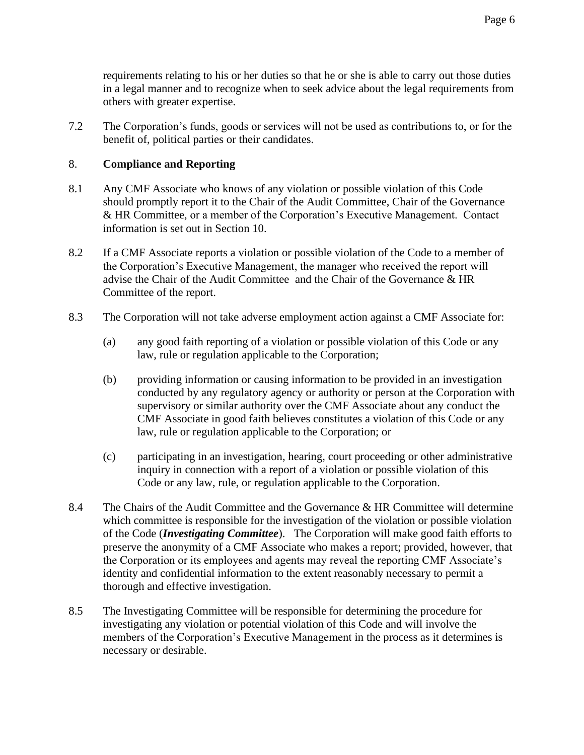requirements relating to his or her duties so that he or she is able to carry out those duties in a legal manner and to recognize when to seek advice about the legal requirements from others with greater expertise.

7.2 The Corporation's funds, goods or services will not be used as contributions to, or for the benefit of, political parties or their candidates.

## 8. Compliance and Reporting

8.1 Any CMF Associate who knows of any violation or possible violation of this Code should promptly report it to the Chair of the Audit Committee, Chair of the Governance & HR Committee, or a member of the Corporation's Executive Management. Contact information is set out in Section 10.

8.2 If a CMF Associate reports a violation or possible violation of the Code to a member of the Corporation's Executive Management, the manager who received the report will advise the Chair of the Audit Committee and the Chair of the Governance & HR Committee of the report.

8.3 The Corporation will not take adverse employment action against a CMF Associate for:

(a) any good faith reporting of a violation or possible violation of this Code or any law, rule or regulation applicable to the Corporation;

(b) providing information or causing information to be provided in an investigation conducted by any regulatory agency or authority or person at the Corporation with supervisory or similar authority over the CMF Associate about any conduct the CMF Associate in good faith believes constitutes a violation of this Code or any law, rule or regulation applicable to the Corporation; or

(c) participating in an investigation, hearing, court proceeding or other administrative inquiry in connection with a report of a violation or possible violation of this Code or any law, rule, or regulation applicable to the Corporation.

8.4 The Chairs of the Audit Committee and the Governance & HR Committee will determine which committee is responsible for the investigation of the violation or possible violation of the Code (***Investigating Committee***). The Corporation will make good faith efforts to preserve the anonymity of a CMF Associate who makes a report; provided, however, that the Corporation or its employees and agents may reveal the reporting CMF Associate's identity and confidential information to the extent reasonably necessary to permit a thorough and effective investigation.

8.5 The Investigating Committee will be responsible for determining the procedure for investigating any violation or potential violation of this Code and will involve the members of the Corporation's Executive Management in the process as it determines is necessary or desirable.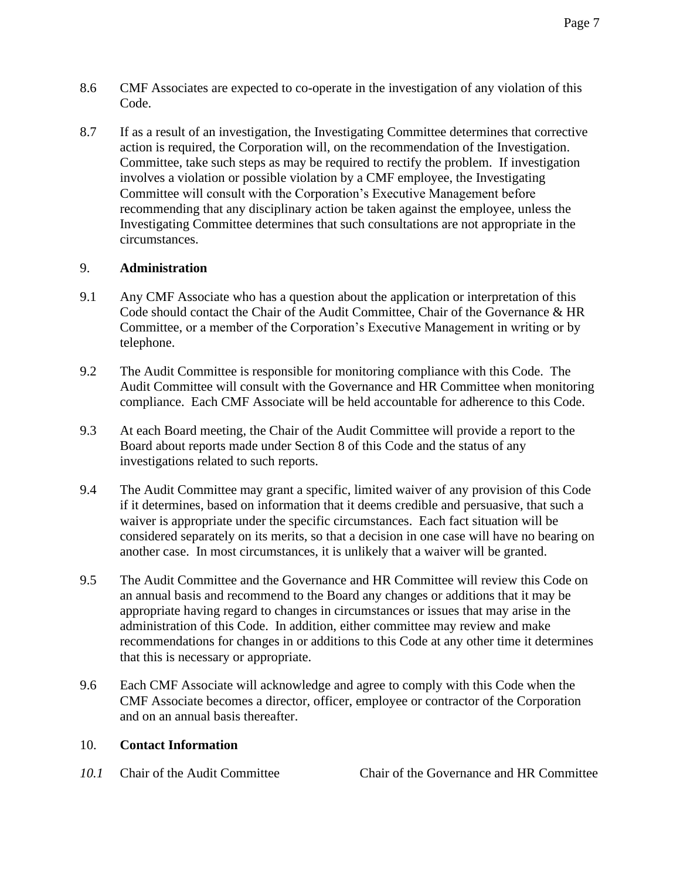8.6 CMF Associates are expected to co-operate in the investigation of any violation of this Code.

8.7 If as a result of an investigation, the Investigating Committee determines that corrective action is required, the Corporation will, on the recommendation of the Investigation. Committee, take such steps as may be required to rectify the problem. If investigation involves a violation or possible violation by a CMF employee, the Investigating Committee will consult with the Corporation's Executive Management before recommending that any disciplinary action be taken against the employee, unless the Investigating Committee determines that such consultations are not appropriate in the circumstances.

## 9. Administration

9.1 Any CMF Associate who has a question about the application or interpretation of this Code should contact the Chair of the Audit Committee, Chair of the Governance & HR Committee, or a member of the Corporation's Executive Management in writing or by telephone.

9.2 The Audit Committee is responsible for monitoring compliance with this Code. The Audit Committee will consult with the Governance and HR Committee when monitoring compliance. Each CMF Associate will be held accountable for adherence to this Code.

9.3 At each Board meeting, the Chair of the Audit Committee will provide a report to the Board about reports made under Section 8 of this Code and the status of any investigations related to such reports.

9.4 The Audit Committee may grant a specific, limited waiver of any provision of this Code if it determines, based on information that it deems credible and persuasive, that such a waiver is appropriate under the specific circumstances. Each fact situation will be considered separately on its merits, so that a decision in one case will have no bearing on another case. In most circumstances, it is unlikely that a waiver will be granted.

9.5 The Audit Committee and the Governance and HR Committee will review this Code on an annual basis and recommend to the Board any changes or additions that it may be appropriate having regard to changes in circumstances or issues that may arise in the administration of this Code. In addition, either committee may review and make recommendations for changes in or additions to this Code at any other time it determines that this is necessary or appropriate.

9.6 Each CMF Associate will acknowledge and agree to comply with this Code when the CMF Associate becomes a director, officer, employee or contractor of the Corporation and on an annual basis thereafter.

## 10. Contact Information

*10.1* Chair of the Audit Committee

Chair of the Governance and HR Committee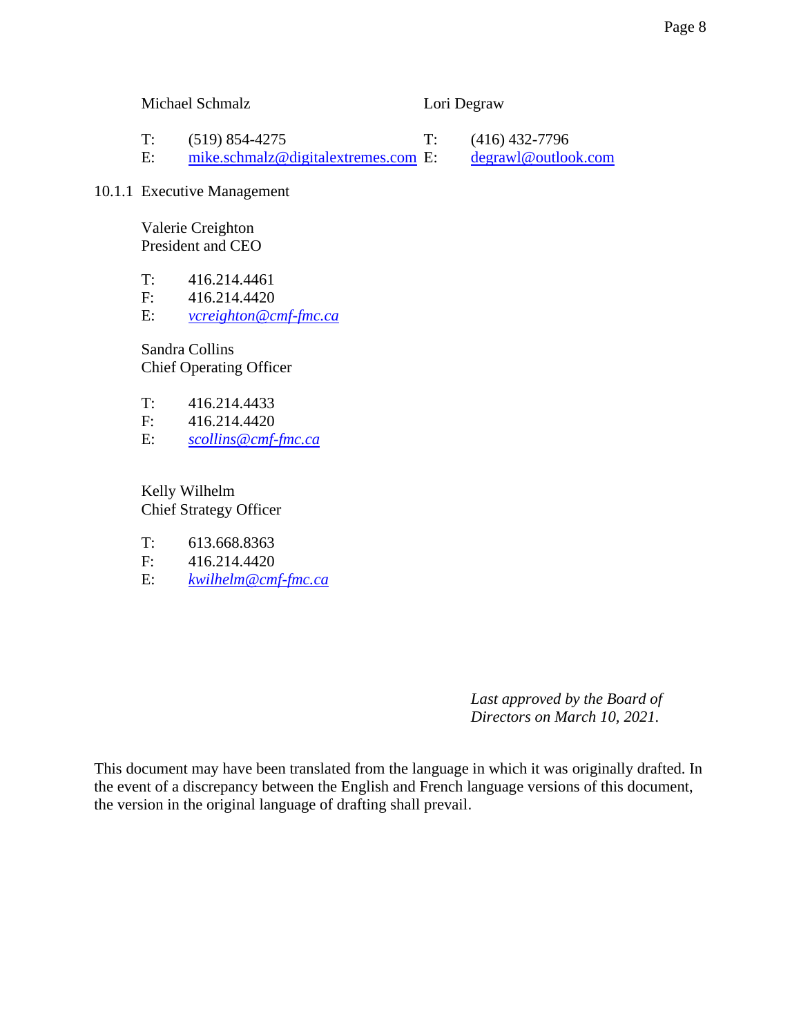Michael Schmalz

T: (519) 854-4275
E: mike.schmalz@digitalextremes.com

Lori Degraw

T: (416) 432-7796
E: degrawl@outlook.com

10.1.1 Executive Management

Valerie Creighton
President and CEO

T: 416.214.4461
F: 416.214.4420
E: *vcreighton@cmf-fmc.ca*

Sandra Collins
Chief Operating Officer

T: 416.214.4433
F: 416.214.4420
E: *scollins@cmf-fmc.ca*

Kelly Wilhelm
Chief Strategy Officer

T: 613.668.8363
F: 416.214.4420
E: *kwilhelm@cmf-fmc.ca*

*Last approved by the Board of Directors on March 10, 2021.*

This document may have been translated from the language in which it was originally drafted. In the event of a discrepancy between the English and French language versions of this document, the version in the original language of drafting shall prevail.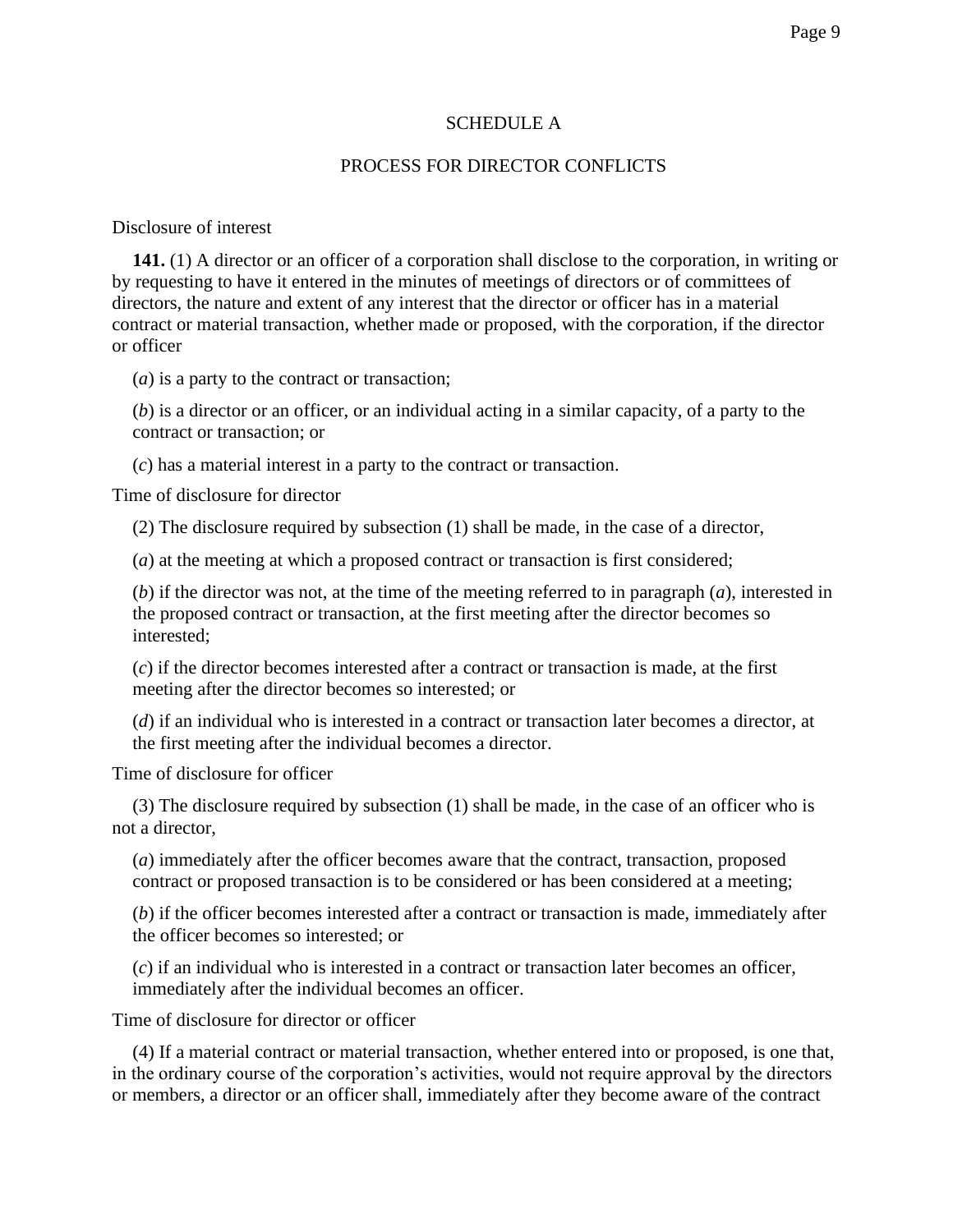# SCHEDULE A

## PROCESS FOR DIRECTOR CONFLICTS

Disclosure of interest

**141.** (1) A director or an officer of a corporation shall disclose to the corporation, in writing or by requesting to have it entered in the minutes of meetings of directors or of committees of directors, the nature and extent of any interest that the director or officer has in a material contract or material transaction, whether made or proposed, with the corporation, if the director or officer

(*a*) is a party to the contract or transaction;

(*b*) is a director or an officer, or an individual acting in a similar capacity, of a party to the contract or transaction; or

(*c*) has a material interest in a party to the contract or transaction.

Time of disclosure for director

(2) The disclosure required by subsection (1) shall be made, in the case of a director,

(*a*) at the meeting at which a proposed contract or transaction is first considered;

(*b*) if the director was not, at the time of the meeting referred to in paragraph (*a*), interested in the proposed contract or transaction, at the first meeting after the director becomes so interested;

(*c*) if the director becomes interested after a contract or transaction is made, at the first meeting after the director becomes so interested; or

(*d*) if an individual who is interested in a contract or transaction later becomes a director, at the first meeting after the individual becomes a director.

Time of disclosure for officer

(3) The disclosure required by subsection (1) shall be made, in the case of an officer who is not a director,

(*a*) immediately after the officer becomes aware that the contract, transaction, proposed contract or proposed transaction is to be considered or has been considered at a meeting;

(*b*) if the officer becomes interested after a contract or transaction is made, immediately after the officer becomes so interested; or

(*c*) if an individual who is interested in a contract or transaction later becomes an officer, immediately after the individual becomes an officer.

Time of disclosure for director or officer

(4) If a material contract or material transaction, whether entered into or proposed, is one that, in the ordinary course of the corporation's activities, would not require approval by the directors or members, a director or an officer shall, immediately after they become aware of the contract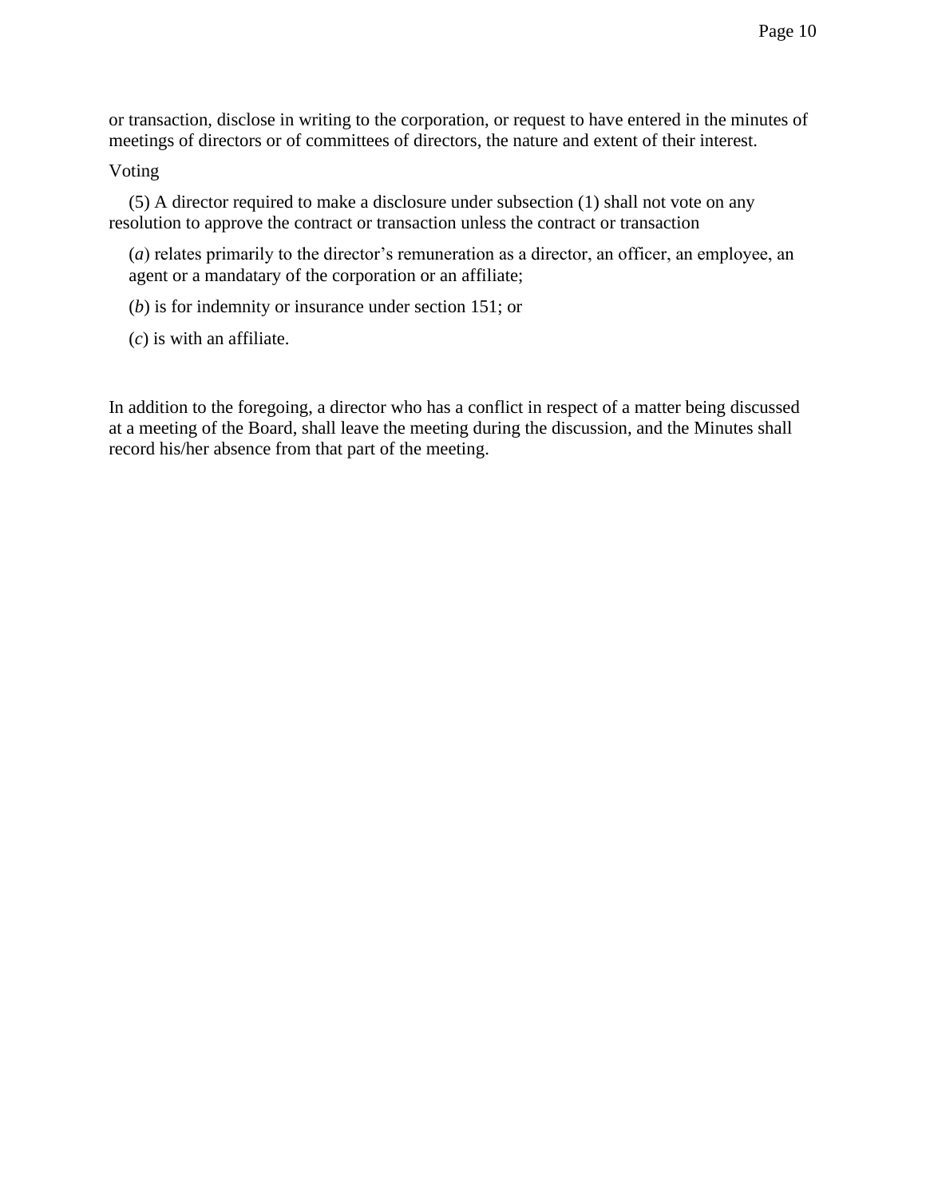or transaction, disclose in writing to the corporation, or request to have entered in the minutes of meetings of directors or of committees of directors, the nature and extent of their interest.

Voting

(5) A director required to make a disclosure under subsection (1) shall not vote on any resolution to approve the contract or transaction unless the contract or transaction

(*a*) relates primarily to the director's remuneration as a director, an officer, an employee, an agent or a mandatary of the corporation or an affiliate;

(*b*) is for indemnity or insurance under section 151; or

(*c*) is with an affiliate.

In addition to the foregoing, a director who has a conflict in respect of a matter being discussed at a meeting of the Board, shall leave the meeting during the discussion, and the Minutes shall record his/her absence from that part of the meeting.